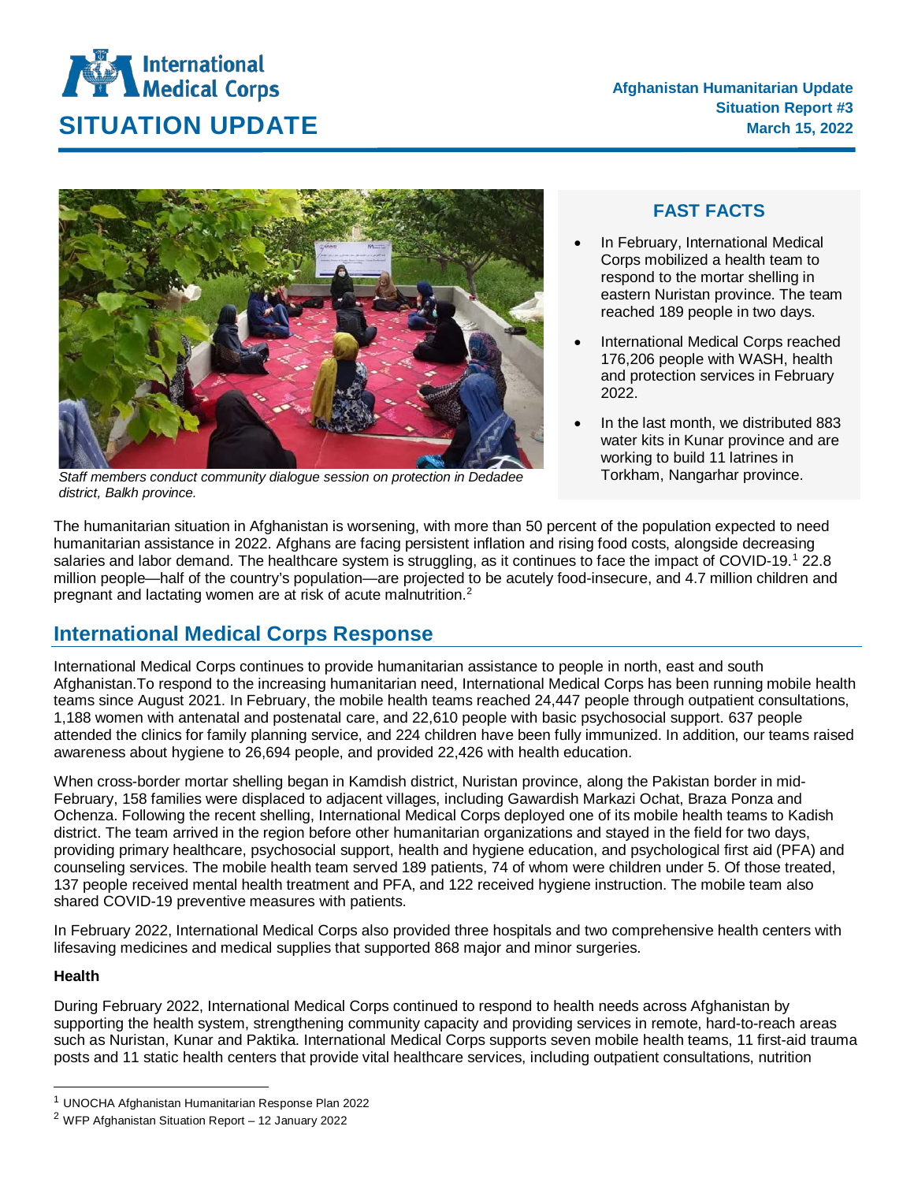# SITUATION UPDATE

**Afghanistan Humanitarian Update**
**Situation Report #3**
**March 15, 2022**

*Staff members conduct community dialogue session on protection in Dedadee district, Balkh province.*

## FAST FACTS

- In February, International Medical Corps mobilized a health team to respond to the mortar shelling in eastern Nuristan province. The team reached 189 people in two days.
- International Medical Corps reached 176,206 people with WASH, health and protection services in February 2022.
- In the last month, we distributed 883 water kits in Kunar province and are working to build 11 latrines in Torkham, Nangarhar province.

The humanitarian situation in Afghanistan is worsening, with more than 50 percent of the population expected to need humanitarian assistance in 2022. Afghans are facing persistent inflation and rising food costs, alongside decreasing salaries and labor demand. The healthcare system is struggling, as it continues to face the impact of COVID-19.[1] 22.8 million people—half of the country's population—are projected to be acutely food-insecure, and 4.7 million children and pregnant and lactating women are at risk of acute malnutrition.[2]

## International Medical Corps Response

International Medical Corps continues to provide humanitarian assistance to people in north, east and south Afghanistan.To respond to the increasing humanitarian need, International Medical Corps has been running mobile health teams since August 2021. In February, the mobile health teams reached 24,447 people through outpatient consultations, 1,188 women with antenatal and postenatal care, and 22,610 people with basic psychosocial support. 637 people attended the clinics for family planning service, and 224 children have been fully immunized. In addition, our teams raised awareness about hygiene to 26,694 people, and provided 22,426 with health education.

When cross-border mortar shelling began in Kamdish district, Nuristan province, along the Pakistan border in mid-February, 158 families were displaced to adjacent villages, including Gawardish Markazi Ochat, Braza Ponza and Ochenza. Following the recent shelling, International Medical Corps deployed one of its mobile health teams to Kadish district. The team arrived in the region before other humanitarian organizations and stayed in the field for two days, providing primary healthcare, psychosocial support, health and hygiene education, and psychological first aid (PFA) and counseling services. The mobile health team served 189 patients, 74 of whom were children under 5. Of those treated, 137 people received mental health treatment and PFA, and 122 received hygiene instruction. The mobile team also shared COVID-19 preventive measures with patients.

In February 2022, International Medical Corps also provided three hospitals and two comprehensive health centers with lifesaving medicines and medical supplies that supported 868 major and minor surgeries.

**Health**

During February 2022, International Medical Corps continued to respond to health needs across Afghanistan by supporting the health system, strengthening community capacity and providing services in remote, hard-to-reach areas such as Nuristan, Kunar and Paktika. International Medical Corps supports seven mobile health teams, 11 first-aid trauma posts and 11 static health centers that provide vital healthcare services, including outpatient consultations, nutrition

---

[1] UNOCHA Afghanistan Humanitarian Response Plan 2022

[2] WFP Afghanistan Situation Report – 12 January 2022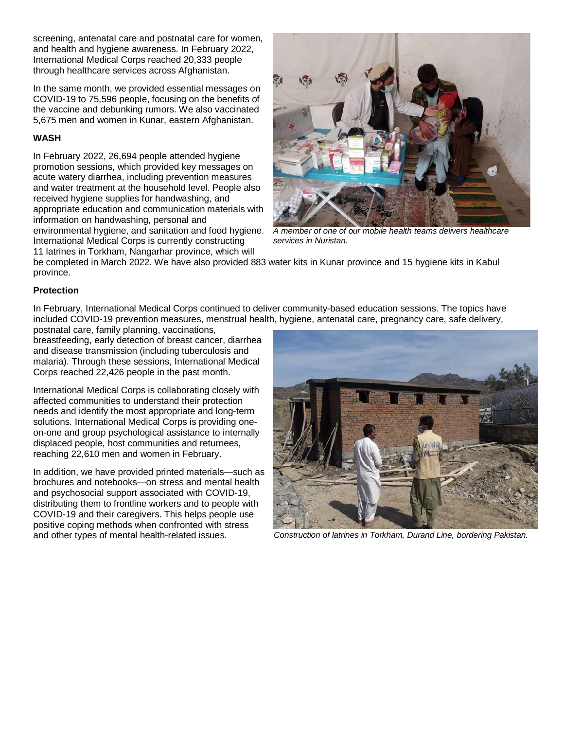screening, antenatal care and postnatal care for women, and health and hygiene awareness. In February 2022, International Medical Corps reached 20,333 people through healthcare services across Afghanistan.

In the same month, we provided essential messages on COVID-19 to 75,596 people, focusing on the benefits of the vaccine and debunking rumors. We also vaccinated 5,675 men and women in Kunar, eastern Afghanistan.

*A member of one of our mobile health teams delivers healthcare services in Nuristan.*

**WASH**

In February 2022, 26,694 people attended hygiene promotion sessions, which provided key messages on acute watery diarrhea, including prevention measures and water treatment at the household level. People also received hygiene supplies for handwashing, and appropriate education and communication materials with information on handwashing, personal and environmental hygiene, and sanitation and food hygiene. International Medical Corps is currently constructing 11 latrines in Torkham, Nangarhar province, which will be completed in March 2022. We have also provided 883 water kits in Kunar province and 15 hygiene kits in Kabul province.

**Protection**

In February, International Medical Corps continued to deliver community-based education sessions. The topics have included COVID-19 prevention measures, menstrual health, hygiene, antenatal care, pregnancy care, safe delivery, postnatal care, family planning, vaccinations, breastfeeding, early detection of breast cancer, diarrhea and disease transmission (including tuberculosis and malaria). Through these sessions, International Medical Corps reached 22,426 people in the past month.

International Medical Corps is collaborating closely with affected communities to understand their protection needs and identify the most appropriate and long-term solutions. International Medical Corps is providing one-on-one and group psychological assistance to internally displaced people, host communities and returnees, reaching 22,610 men and women in February.

In addition, we have provided printed materials—such as brochures and notebooks—on stress and mental health and psychosocial support associated with COVID-19, distributing them to frontline workers and to people with COVID-19 and their caregivers. This helps people use positive coping methods when confronted with stress and other types of mental health-related issues.

*Construction of latrines in Torkham, Durand Line, bordering Pakistan.*